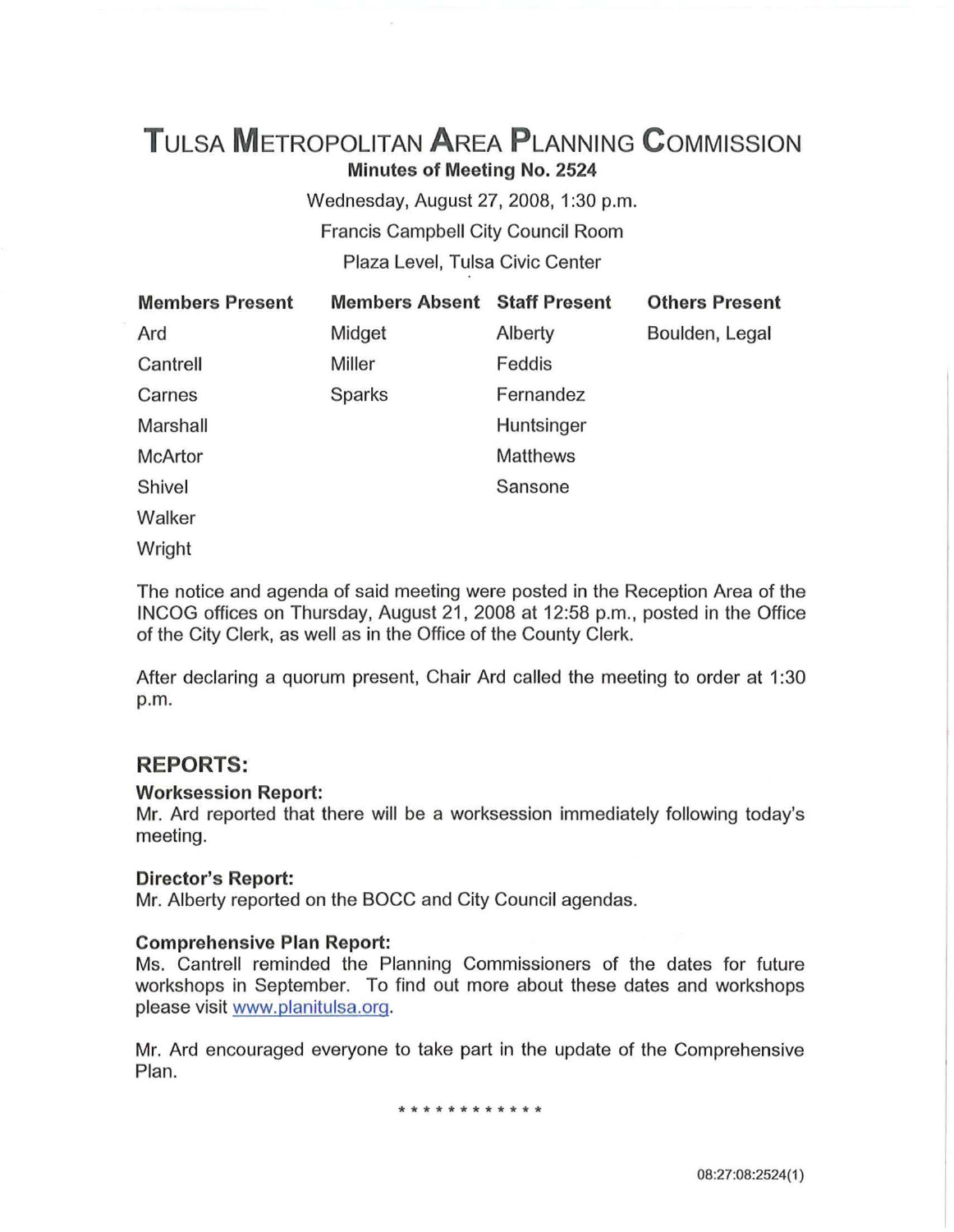# TULSA METROPOLITAN AREA PLANNING COMMISSION

**Minutes of Meeting No. 2524**

Wednesday, August 27, 2008, 1:30 p.m.

Francis Campbell City Council Room

Plaza Level, Tulsa Civic Center

| Members Present | Members Absent | Staff Present | Others Present |
|---|---|---|---|
| Ard | Midget | Alberty | Boulden, Legal |
| Cantrell | Miller | Feddis | |
| Carnes | Sparks | Fernandez | |
| Marshall | | Huntsinger | |
| McArtor | | Matthews | |
| Shivel | | Sansone | |
| Walker | | | |
| Wright | | | |

The notice and agenda of said meeting were posted in the Reception Area of the INCOG offices on Thursday, August 21, 2008 at 12:58 p.m., posted in the Office of the City Clerk, as well as in the Office of the County Clerk.

After declaring a quorum present, Chair Ard called the meeting to order at 1:30 p.m.

## REPORTS:

**Worksession Report:**

Mr. Ard reported that there will be a worksession immediately following today's meeting.

**Director's Report:**

Mr. Alberty reported on the BOCC and City Council agendas.

**Comprehensive Plan Report:**

Ms. Cantrell reminded the Planning Commissioners of the dates for future workshops in September. To find out more about these dates and workshops please visit www.planitulsa.org.

Mr. Ard encouraged everyone to take part in the update of the Comprehensive Plan.

\* \* \* \* \* \* \* \* \* \* \* \*

08:27:08:2524(1)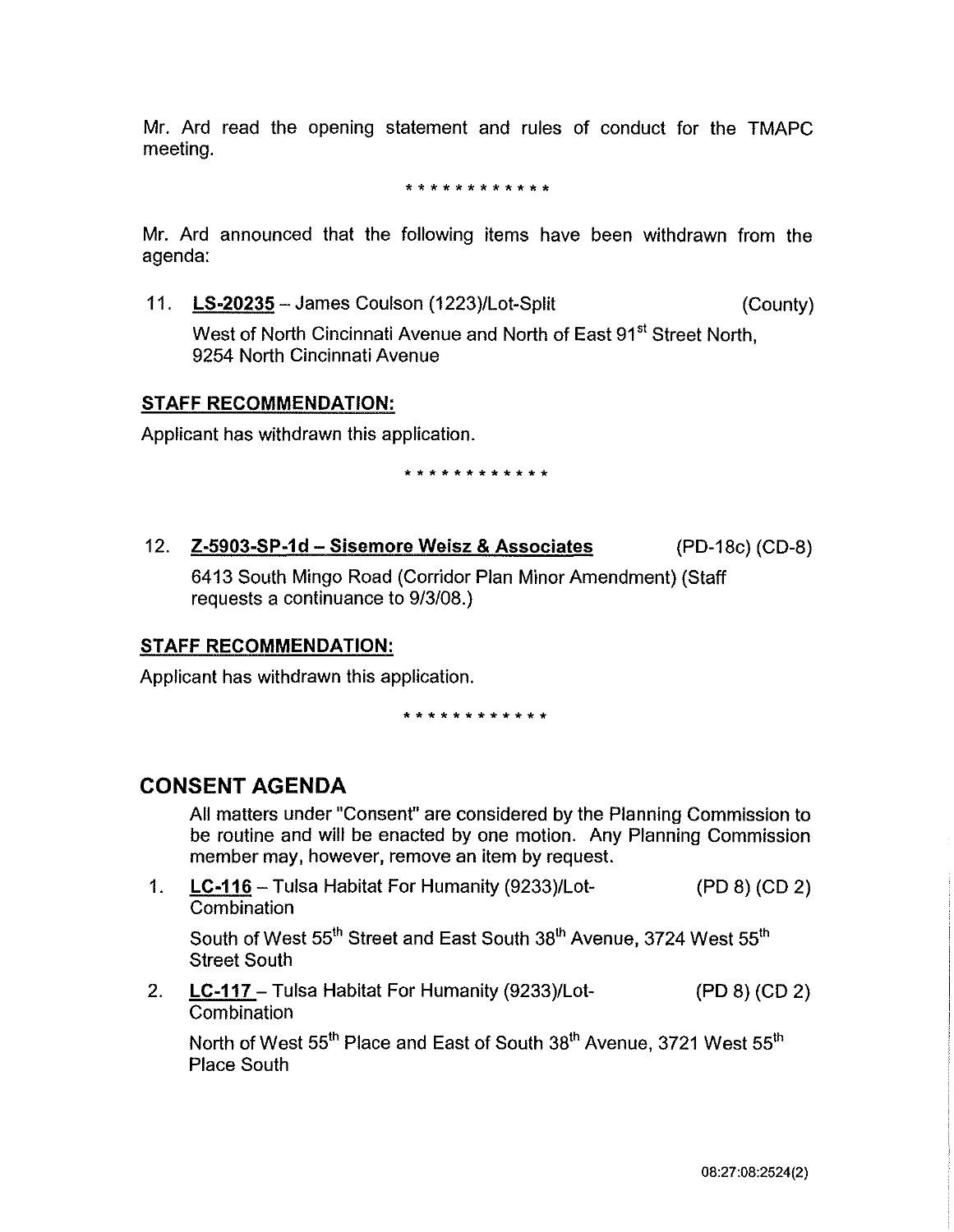Mr. Ard read the opening statement and rules of conduct for the TMAPC meeting.

\* \* \* \* \* \* \* \* \* \* \* \*

Mr. Ard announced that the following items have been withdrawn from the agenda:

11. **LS-20235** – James Coulson (1223)/Lot-Split (County)

    West of North Cincinnati Avenue and North of East 91st Street North, 9254 North Cincinnati Avenue

**STAFF RECOMMENDATION:**

Applicant has withdrawn this application.

\* \* \* \* \* \* \* \* \* \* \* \*

12. **Z-5903-SP-1d – Sisemore Weisz & Associates** (PD-18c) (CD-8)

    6413 South Mingo Road (Corridor Plan Minor Amendment) (Staff requests a continuance to 9/3/08.)

**STAFF RECOMMENDATION:**

Applicant has withdrawn this application.

\* \* \* \* \* \* \* \* \* \* \* \*

## CONSENT AGENDA

All matters under "Consent" are considered by the Planning Commission to be routine and will be enacted by one motion. Any Planning Commission member may, however, remove an item by request.

1. **LC-116** – Tulsa Habitat For Humanity (9233)/Lot-Combination (PD 8) (CD 2)

   South of West 55th Street and East South 38th Avenue, 3724 West 55th Street South

2. **LC-117** – Tulsa Habitat For Humanity (9233)/Lot-Combination (PD 8) (CD 2)

   North of West 55th Place and East of South 38th Avenue, 3721 West 55th Place South

08:27:08:2524(2)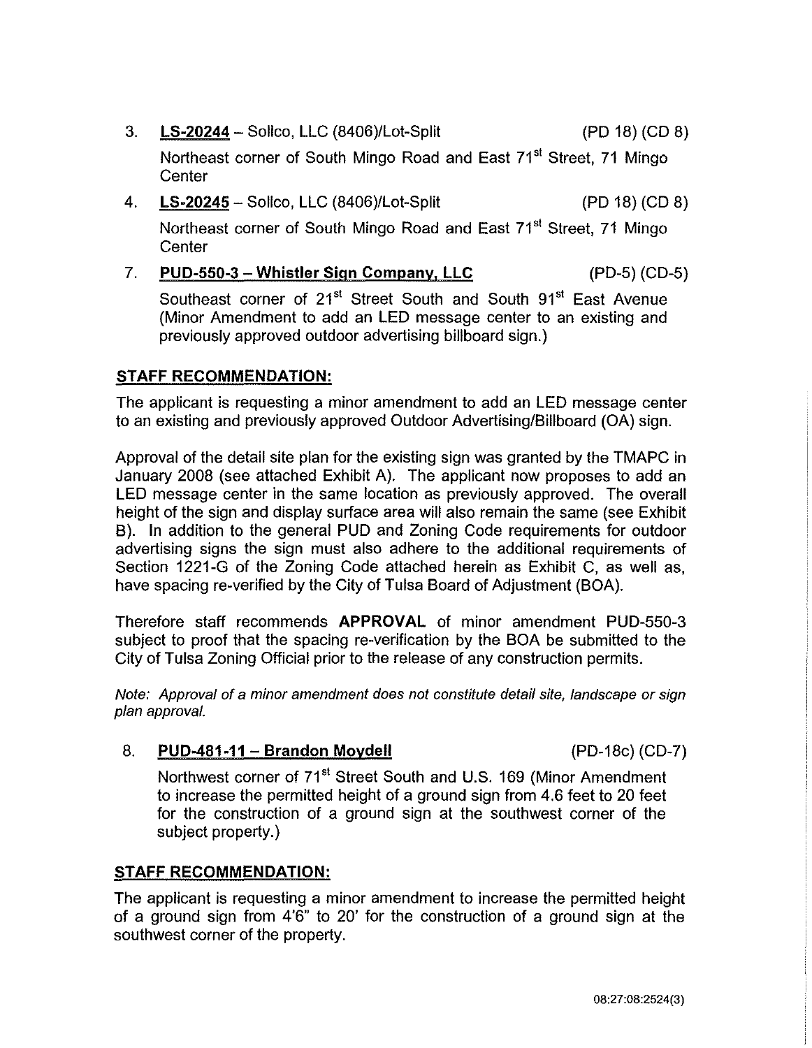3. **LS-20244** – Sollco, LLC (8406)/Lot-Split (PD 18) (CD 8)

   Northeast corner of South Mingo Road and East 71st Street, 71 Mingo Center

4. **LS-20245** – Sollco, LLC (8406)/Lot-Split (PD 18) (CD 8)

   Northeast corner of South Mingo Road and East 71st Street, 71 Mingo Center

7. **PUD-550-3 – Whistler Sign Company, LLC** (PD-5) (CD-5)

   Southeast corner of 21st Street South and South 91st East Avenue (Minor Amendment to add an LED message center to an existing and previously approved outdoor advertising billboard sign.)

## STAFF RECOMMENDATION:

The applicant is requesting a minor amendment to add an LED message center to an existing and previously approved Outdoor Advertising/Billboard (OA) sign.

Approval of the detail site plan for the existing sign was granted by the TMAPC in January 2008 (see attached Exhibit A). The applicant now proposes to add an LED message center in the same location as previously approved. The overall height of the sign and display surface area will also remain the same (see Exhibit B). In addition to the general PUD and Zoning Code requirements for outdoor advertising signs the sign must also adhere to the additional requirements of Section 1221-G of the Zoning Code attached herein as Exhibit C, as well as, have spacing re-verified by the City of Tulsa Board of Adjustment (BOA).

Therefore staff recommends **APPROVAL** of minor amendment PUD-550-3 subject to proof that the spacing re-verification by the BOA be submitted to the City of Tulsa Zoning Official prior to the release of any construction permits.

*Note: Approval of a minor amendment does not constitute detail site, landscape or sign plan approval.*

8. **PUD-481-11 – Brandon Moydell** (PD-18c) (CD-7)

   Northwest corner of 71st Street South and U.S. 169 (Minor Amendment to increase the permitted height of a ground sign from 4.6 feet to 20 feet for the construction of a ground sign at the southwest corner of the subject property.)

## STAFF RECOMMENDATION:

The applicant is requesting a minor amendment to increase the permitted height of a ground sign from 4'6" to 20' for the construction of a ground sign at the southwest corner of the property.

08:27:08:2524(3)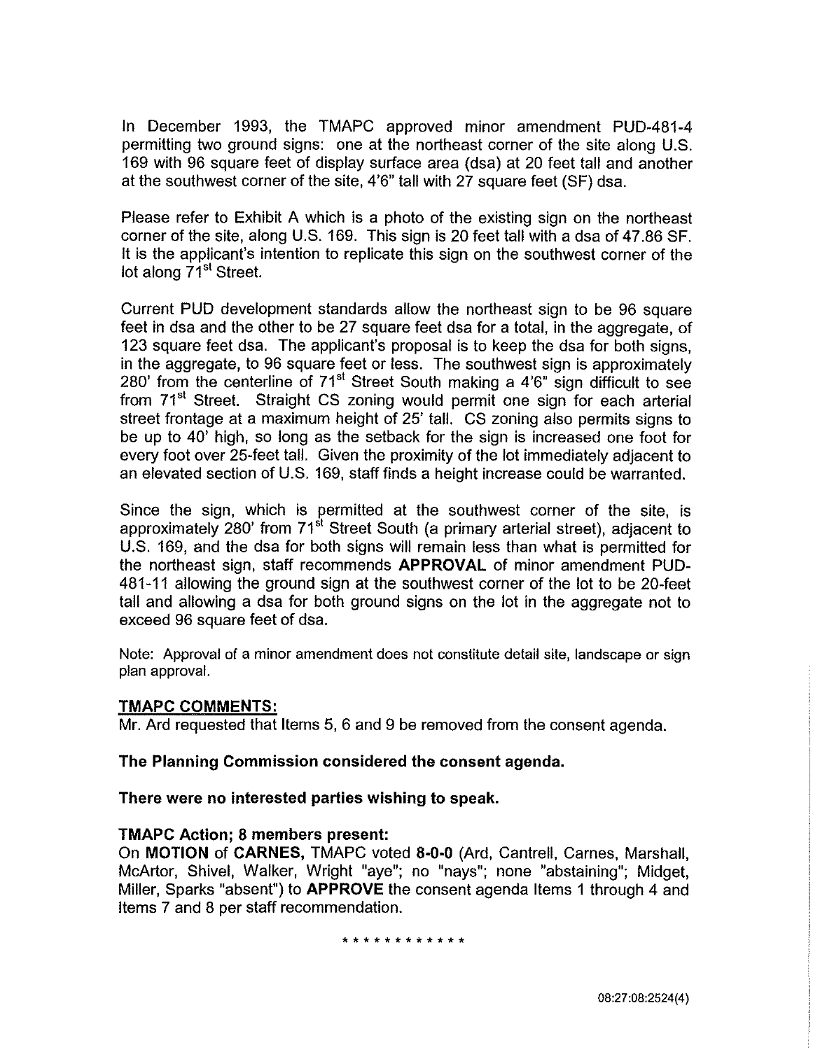In December 1993, the TMAPC approved minor amendment PUD-481-4 permitting two ground signs: one at the northeast corner of the site along U.S. 169 with 96 square feet of display surface area (dsa) at 20 feet tall and another at the southwest corner of the site, 4'6" tall with 27 square feet (SF) dsa.

Please refer to Exhibit A which is a photo of the existing sign on the northeast corner of the site, along U.S. 169. This sign is 20 feet tall with a dsa of 47.86 SF. It is the applicant's intention to replicate this sign on the southwest corner of the lot along 71st Street.

Current PUD development standards allow the northeast sign to be 96 square feet in dsa and the other to be 27 square feet dsa for a total, in the aggregate, of 123 square feet dsa. The applicant's proposal is to keep the dsa for both signs, in the aggregate, to 96 square feet or less. The southwest sign is approximately 280' from the centerline of 71st Street South making a 4'6" sign difficult to see from 71st Street. Straight CS zoning would permit one sign for each arterial street frontage at a maximum height of 25' tall. CS zoning also permits signs to be up to 40' high, so long as the setback for the sign is increased one foot for every foot over 25-feet tall. Given the proximity of the lot immediately adjacent to an elevated section of U.S. 169, staff finds a height increase could be warranted.

Since the sign, which is permitted at the southwest corner of the site, is approximately 280' from 71st Street South (a primary arterial street), adjacent to U.S. 169, and the dsa for both signs will remain less than what is permitted for the northeast sign, staff recommends **APPROVAL** of minor amendment PUD-481-11 allowing the ground sign at the southwest corner of the lot to be 20-feet tall and allowing a dsa for both ground signs on the lot in the aggregate not to exceed 96 square feet of dsa.

Note: Approval of a minor amendment does not constitute detail site, landscape or sign plan approval.

**TMAPC COMMENTS:**

Mr. Ard requested that Items 5, 6 and 9 be removed from the consent agenda.

**The Planning Commission considered the consent agenda.**

**There were no interested parties wishing to speak.**

**TMAPC Action; 8 members present:**

On **MOTION** of **CARNES,** TMAPC voted **8-0-0** (Ard, Cantrell, Carnes, Marshall, McArtor, Shivel, Walker, Wright "aye"; no "nays"; none "abstaining"; Midget, Miller, Sparks "absent") to **APPROVE** the consent agenda Items 1 through 4 and Items 7 and 8 per staff recommendation.

\* \* \* \* \* \* \* \* \* \* \* \*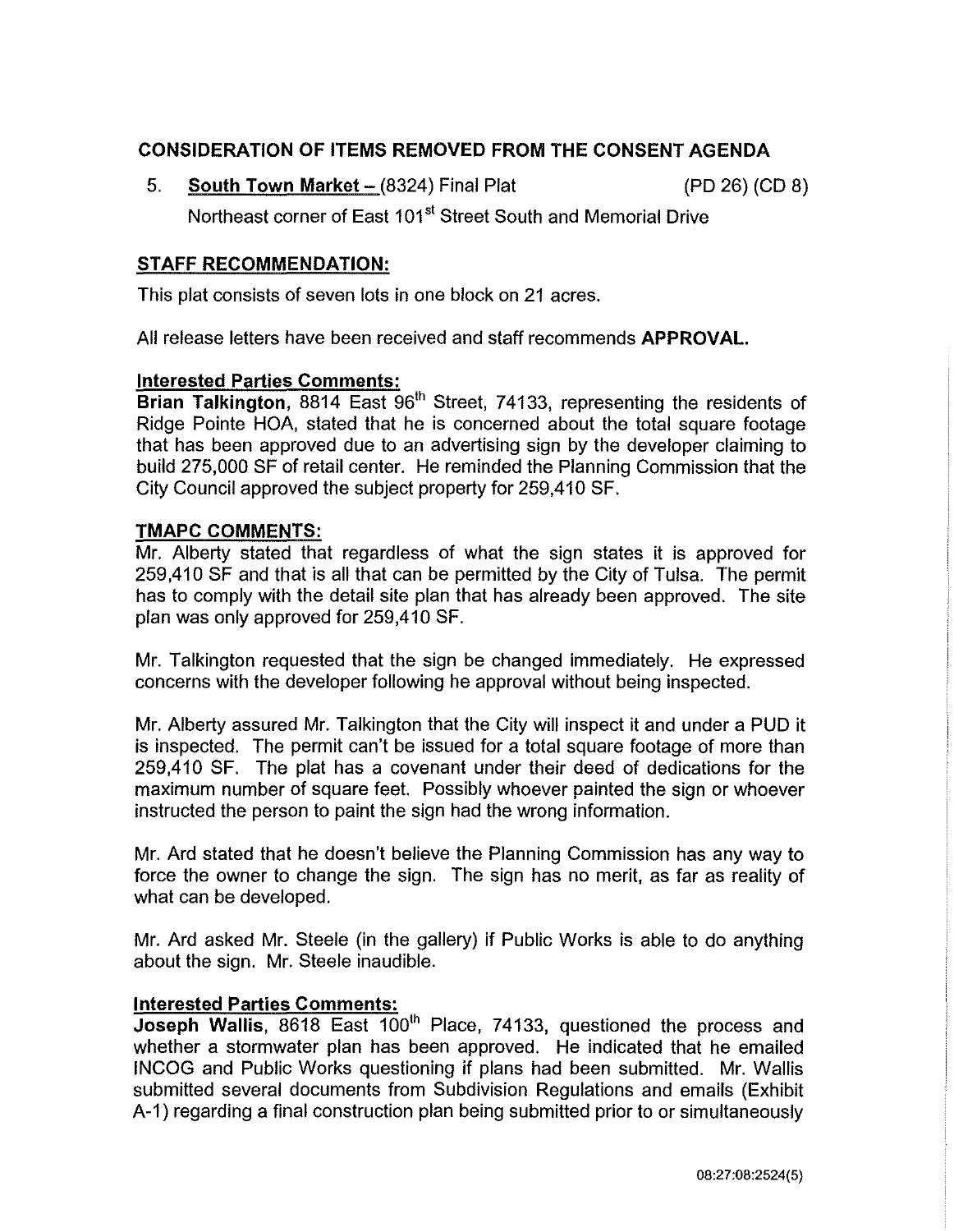## CONSIDERATION OF ITEMS REMOVED FROM THE CONSENT AGENDA

5. **South Town Market** – (8324) Final Plat (PD 26) (CD 8)

   Northeast corner of East 101st Street South and Memorial Drive

### STAFF RECOMMENDATION:

This plat consists of seven lots in one block on 21 acres.

All release letters have been received and staff recommends **APPROVAL.**

#### Interested Parties Comments:

**Brian Talkington**, 8814 East 96th Street, 74133, representing the residents of Ridge Pointe HOA, stated that he is concerned about the total square footage that has been approved due to an advertising sign by the developer claiming to build 275,000 SF of retail center. He reminded the Planning Commission that the City Council approved the subject property for 259,410 SF.

#### TMAPC COMMENTS:

Mr. Alberty stated that regardless of what the sign states it is approved for 259,410 SF and that is all that can be permitted by the City of Tulsa. The permit has to comply with the detail site plan that has already been approved. The site plan was only approved for 259,410 SF.

Mr. Talkington requested that the sign be changed immediately. He expressed concerns with the developer following he approval without being inspected.

Mr. Alberty assured Mr. Talkington that the City will inspect it and under a PUD it is inspected. The permit can't be issued for a total square footage of more than 259,410 SF. The plat has a covenant under their deed of dedications for the maximum number of square feet. Possibly whoever painted the sign or whoever instructed the person to paint the sign had the wrong information.

Mr. Ard stated that he doesn't believe the Planning Commission has any way to force the owner to change the sign. The sign has no merit, as far as reality of what can be developed.

Mr. Ard asked Mr. Steele (in the gallery) if Public Works is able to do anything about the sign. Mr. Steele inaudible.

#### Interested Parties Comments:

**Joseph Wallis**, 8618 East 100th Place, 74133, questioned the process and whether a stormwater plan has been approved. He indicated that he emailed INCOG and Public Works questioning if plans had been submitted. Mr. Wallis submitted several documents from Subdivision Regulations and emails (Exhibit A-1) regarding a final construction plan being submitted prior to or simultaneously

08:27:08:2524(5)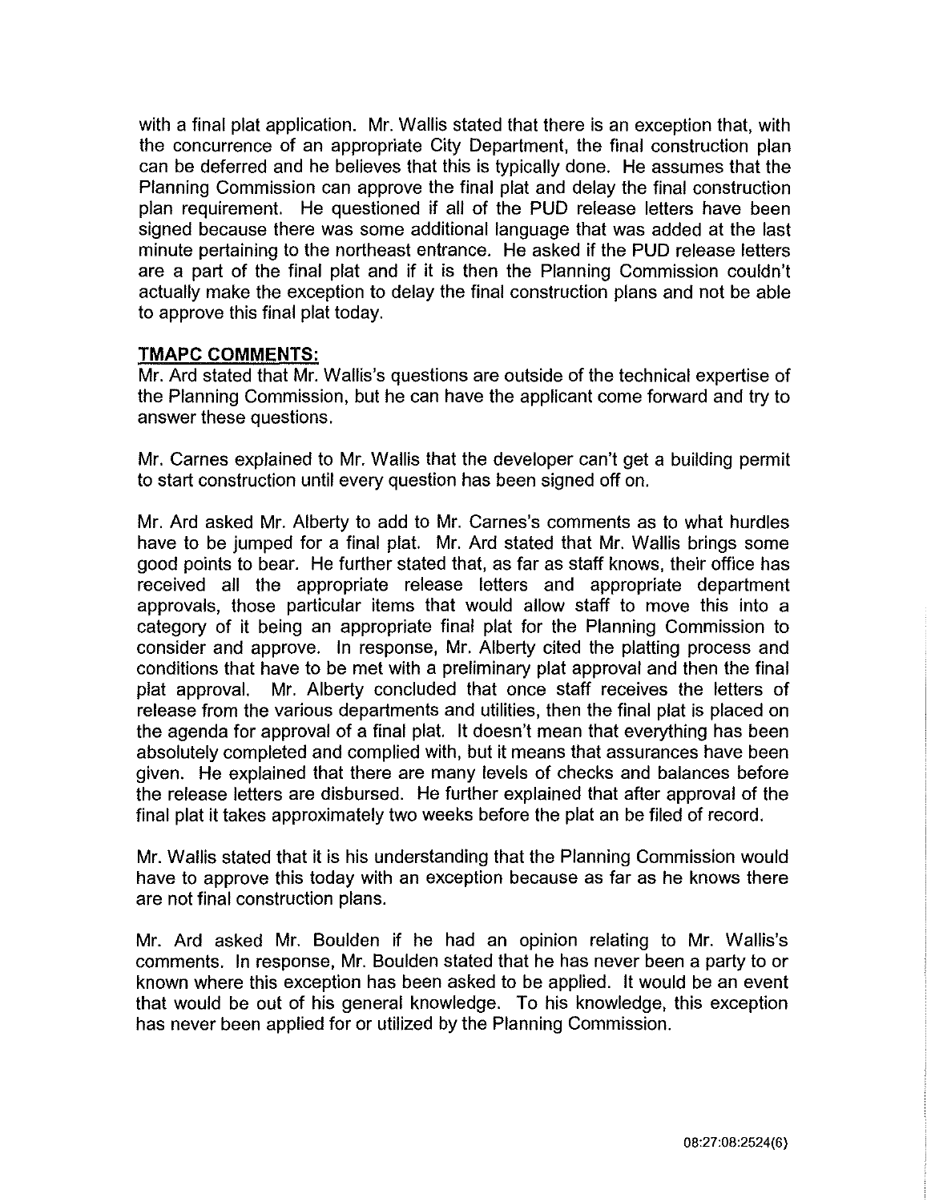with a final plat application. Mr. Wallis stated that there is an exception that, with the concurrence of an appropriate City Department, the final construction plan can be deferred and he believes that this is typically done. He assumes that the Planning Commission can approve the final plat and delay the final construction plan requirement. He questioned if all of the PUD release letters have been signed because there was some additional language that was added at the last minute pertaining to the northeast entrance. He asked if the PUD release letters are a part of the final plat and if it is then the Planning Commission couldn't actually make the exception to delay the final construction plans and not be able to approve this final plat today.

**TMAPC COMMENTS:**

Mr. Ard stated that Mr. Wallis's questions are outside of the technical expertise of the Planning Commission, but he can have the applicant come forward and try to answer these questions.

Mr. Carnes explained to Mr. Wallis that the developer can't get a building permit to start construction until every question has been signed off on.

Mr. Ard asked Mr. Alberty to add to Mr. Carnes's comments as to what hurdles have to be jumped for a final plat. Mr. Ard stated that Mr. Wallis brings some good points to bear. He further stated that, as far as staff knows, their office has received all the appropriate release letters and appropriate department approvals, those particular items that would allow staff to move this into a category of it being an appropriate final plat for the Planning Commission to consider and approve. In response, Mr. Alberty cited the platting process and conditions that have to be met with a preliminary plat approval and then the final plat approval. Mr. Alberty concluded that once staff receives the letters of release from the various departments and utilities, then the final plat is placed on the agenda for approval of a final plat. It doesn't mean that everything has been absolutely completed and complied with, but it means that assurances have been given. He explained that there are many levels of checks and balances before the release letters are disbursed. He further explained that after approval of the final plat it takes approximately two weeks before the plat an be filed of record.

Mr. Wallis stated that it is his understanding that the Planning Commission would have to approve this today with an exception because as far as he knows there are not final construction plans.

Mr. Ard asked Mr. Boulden if he had an opinion relating to Mr. Wallis's comments. In response, Mr. Boulden stated that he has never been a party to or known where this exception has been asked to be applied. It would be an event that would be out of his general knowledge. To his knowledge, this exception has never been applied for or utilized by the Planning Commission.

08:27:08:2524(6)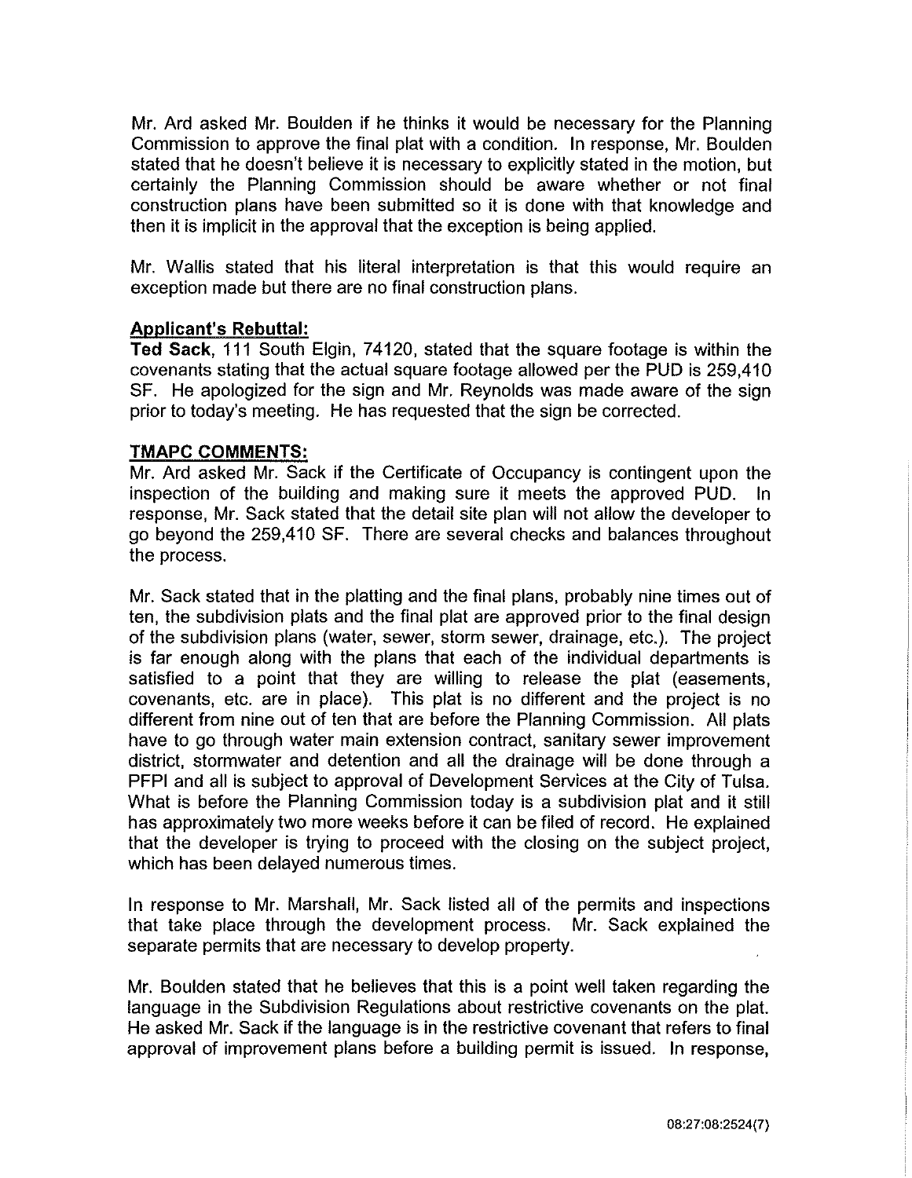Mr. Ard asked Mr. Boulden if he thinks it would be necessary for the Planning Commission to approve the final plat with a condition. In response, Mr. Boulden stated that he doesn't believe it is necessary to explicitly stated in the motion, but certainly the Planning Commission should be aware whether or not final construction plans have been submitted so it is done with that knowledge and then it is implicit in the approval that the exception is being applied.

Mr. Wallis stated that his literal interpretation is that this would require an exception made but there are no final construction plans.

**Applicant's Rebuttal:**

**Ted Sack**, 111 South Elgin, 74120, stated that the square footage is within the covenants stating that the actual square footage allowed per the PUD is 259,410 SF. He apologized for the sign and Mr. Reynolds was made aware of the sign prior to today's meeting. He has requested that the sign be corrected.

**TMAPC COMMENTS:**

Mr. Ard asked Mr. Sack if the Certificate of Occupancy is contingent upon the inspection of the building and making sure it meets the approved PUD. In response, Mr. Sack stated that the detail site plan will not allow the developer to go beyond the 259,410 SF. There are several checks and balances throughout the process.

Mr. Sack stated that in the platting and the final plans, probably nine times out of ten, the subdivision plats and the final plat are approved prior to the final design of the subdivision plans (water, sewer, storm sewer, drainage, etc.). The project is far enough along with the plans that each of the individual departments is satisfied to a point that they are willing to release the plat (easements, covenants, etc. are in place). This plat is no different and the project is no different from nine out of ten that are before the Planning Commission. All plats have to go through water main extension contract, sanitary sewer improvement district, stormwater and detention and all the drainage will be done through a PFPI and all is subject to approval of Development Services at the City of Tulsa. What is before the Planning Commission today is a subdivision plat and it still has approximately two more weeks before it can be filed of record. He explained that the developer is trying to proceed with the closing on the subject project, which has been delayed numerous times.

In response to Mr. Marshall, Mr. Sack listed all of the permits and inspections that take place through the development process. Mr. Sack explained the separate permits that are necessary to develop property.

Mr. Boulden stated that he believes that this is a point well taken regarding the language in the Subdivision Regulations about restrictive covenants on the plat. He asked Mr. Sack if the language is in the restrictive covenant that refers to final approval of improvement plans before a building permit is issued. In response,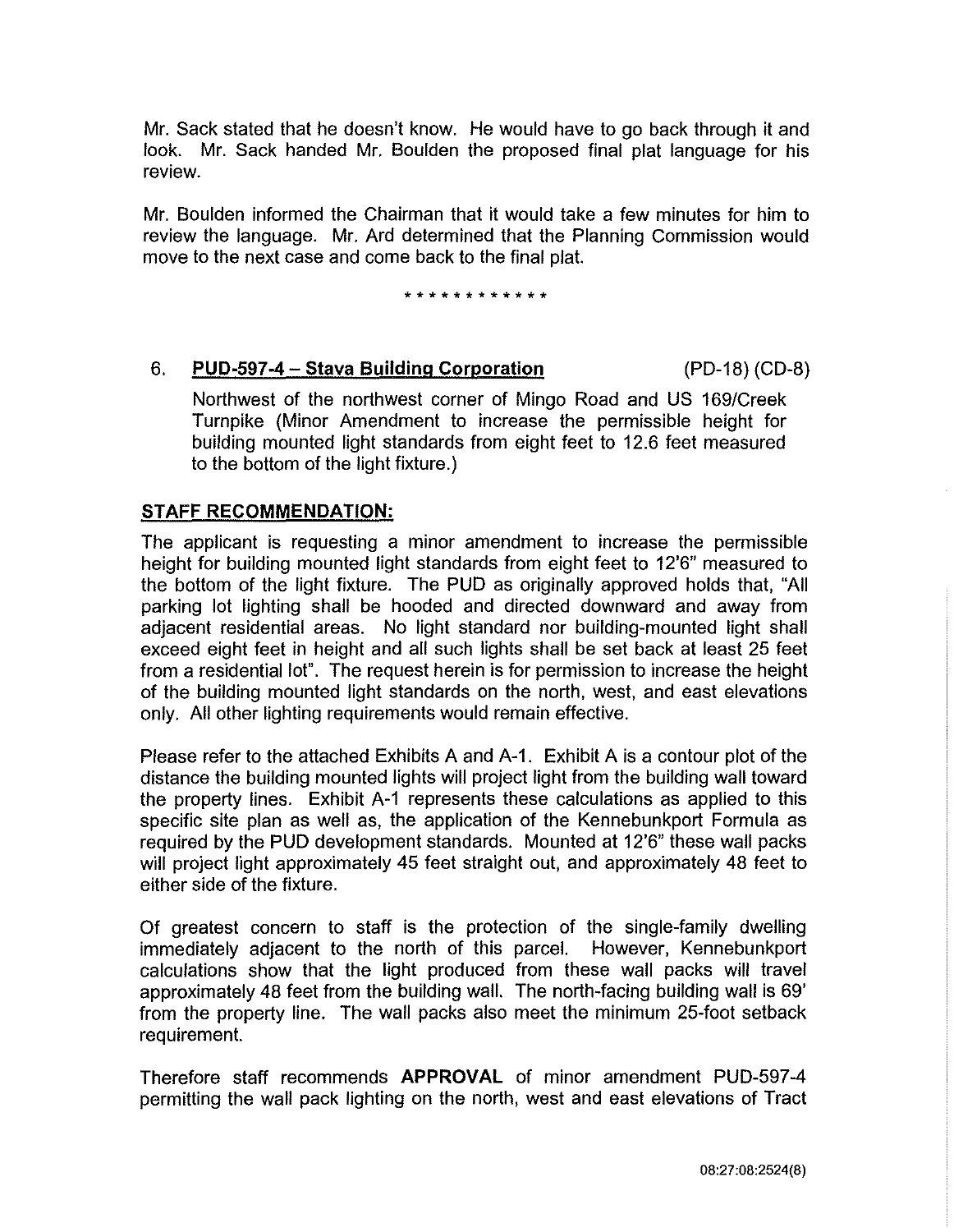Mr. Sack stated that he doesn't know. He would have to go back through it and look. Mr. Sack handed Mr. Boulden the proposed final plat language for his review.

Mr. Boulden informed the Chairman that it would take a few minutes for him to review the language. Mr. Ard determined that the Planning Commission would move to the next case and come back to the final plat.

\* \* \* \* \* \* \* \* \* \* \* \*

6. **PUD-597-4 – Stava Building Corporation** (PD-18) (CD-8)

   Northwest of the northwest corner of Mingo Road and US 169/Creek Turnpike (Minor Amendment to increase the permissible height for building mounted light standards from eight feet to 12.6 feet measured to the bottom of the light fixture.)

**STAFF RECOMMENDATION:**

The applicant is requesting a minor amendment to increase the permissible height for building mounted light standards from eight feet to 12'6" measured to the bottom of the light fixture. The PUD as originally approved holds that, "All parking lot lighting shall be hooded and directed downward and away from adjacent residential areas. No light standard nor building-mounted light shall exceed eight feet in height and all such lights shall be set back at least 25 feet from a residential lot". The request herein is for permission to increase the height of the building mounted light standards on the north, west, and east elevations only. All other lighting requirements would remain effective.

Please refer to the attached Exhibits A and A-1. Exhibit A is a contour plot of the distance the building mounted lights will project light from the building wall toward the property lines. Exhibit A-1 represents these calculations as applied to this specific site plan as well as, the application of the Kennebunkport Formula as required by the PUD development standards. Mounted at 12'6" these wall packs will project light approximately 45 feet straight out, and approximately 48 feet to either side of the fixture.

Of greatest concern to staff is the protection of the single-family dwelling immediately adjacent to the north of this parcel. However, Kennebunkport calculations show that the light produced from these wall packs will travel approximately 48 feet from the building wall. The north-facing building wall is 69' from the property line. The wall packs also meet the minimum 25-foot setback requirement.

Therefore staff recommends **APPROVAL** of minor amendment PUD-597-4 permitting the wall pack lighting on the north, west and east elevations of Tract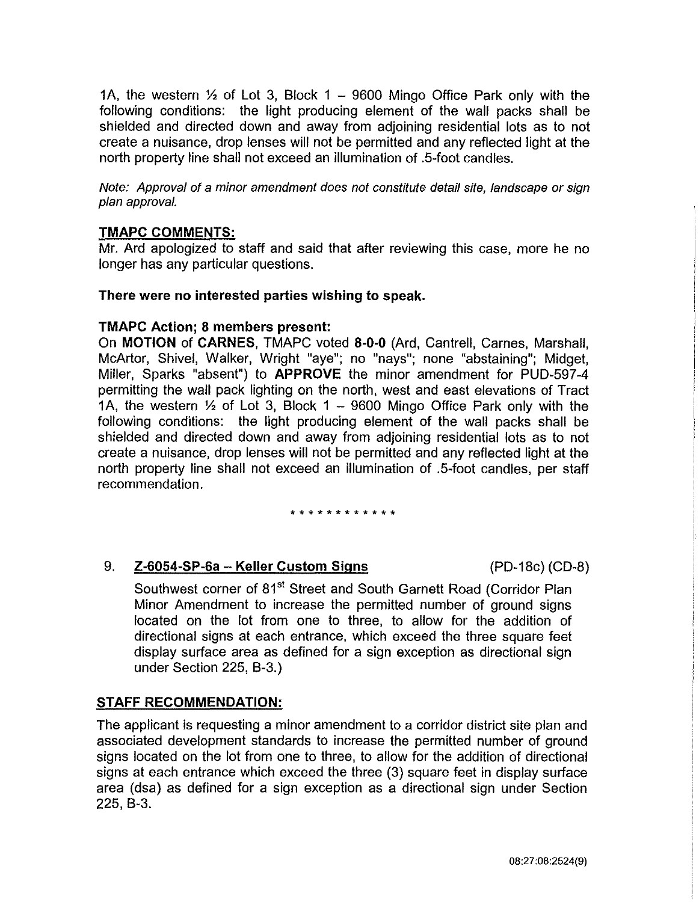1A, the western ½ of Lot 3, Block 1 – 9600 Mingo Office Park only with the following conditions: the light producing element of the wall packs shall be shielded and directed down and away from adjoining residential lots as to not create a nuisance, drop lenses will not be permitted and any reflected light at the north property line shall not exceed an illumination of .5-foot candles.

*Note: Approval of a minor amendment does not constitute detail site, landscape or sign plan approval.*

**TMAPC COMMENTS:**

Mr. Ard apologized to staff and said that after reviewing this case, more he no longer has any particular questions.

**There were no interested parties wishing to speak.**

**TMAPC Action; 8 members present:**

On **MOTION** of **CARNES**, TMAPC voted **8-0-0** (Ard, Cantrell, Carnes, Marshall, McArtor, Shivel, Walker, Wright "aye"; no "nays"; none "abstaining"; Midget, Miller, Sparks "absent") to **APPROVE** the minor amendment for PUD-597-4 permitting the wall pack lighting on the north, west and east elevations of Tract 1A, the western ½ of Lot 3, Block 1 – 9600 Mingo Office Park only with the following conditions: the light producing element of the wall packs shall be shielded and directed down and away from adjoining residential lots as to not create a nuisance, drop lenses will not be permitted and any reflected light at the north property line shall not exceed an illumination of .5-foot candles, per staff recommendation.

\* \* \* \* \* \* \* \* \* \* \* \*

9. **Z-6054-SP-6a – Keller Custom Signs** (PD-18c) (CD-8)

   Southwest corner of 81st Street and South Garnett Road (Corridor Plan Minor Amendment to increase the permitted number of ground signs located on the lot from one to three, to allow for the addition of directional signs at each entrance, which exceed the three square feet display surface area as defined for a sign exception as directional sign under Section 225, B-3.)

**STAFF RECOMMENDATION:**

The applicant is requesting a minor amendment to a corridor district site plan and associated development standards to increase the permitted number of ground signs located on the lot from one to three, to allow for the addition of directional signs at each entrance which exceed the three (3) square feet in display surface area (dsa) as defined for a sign exception as a directional sign under Section 225, B-3.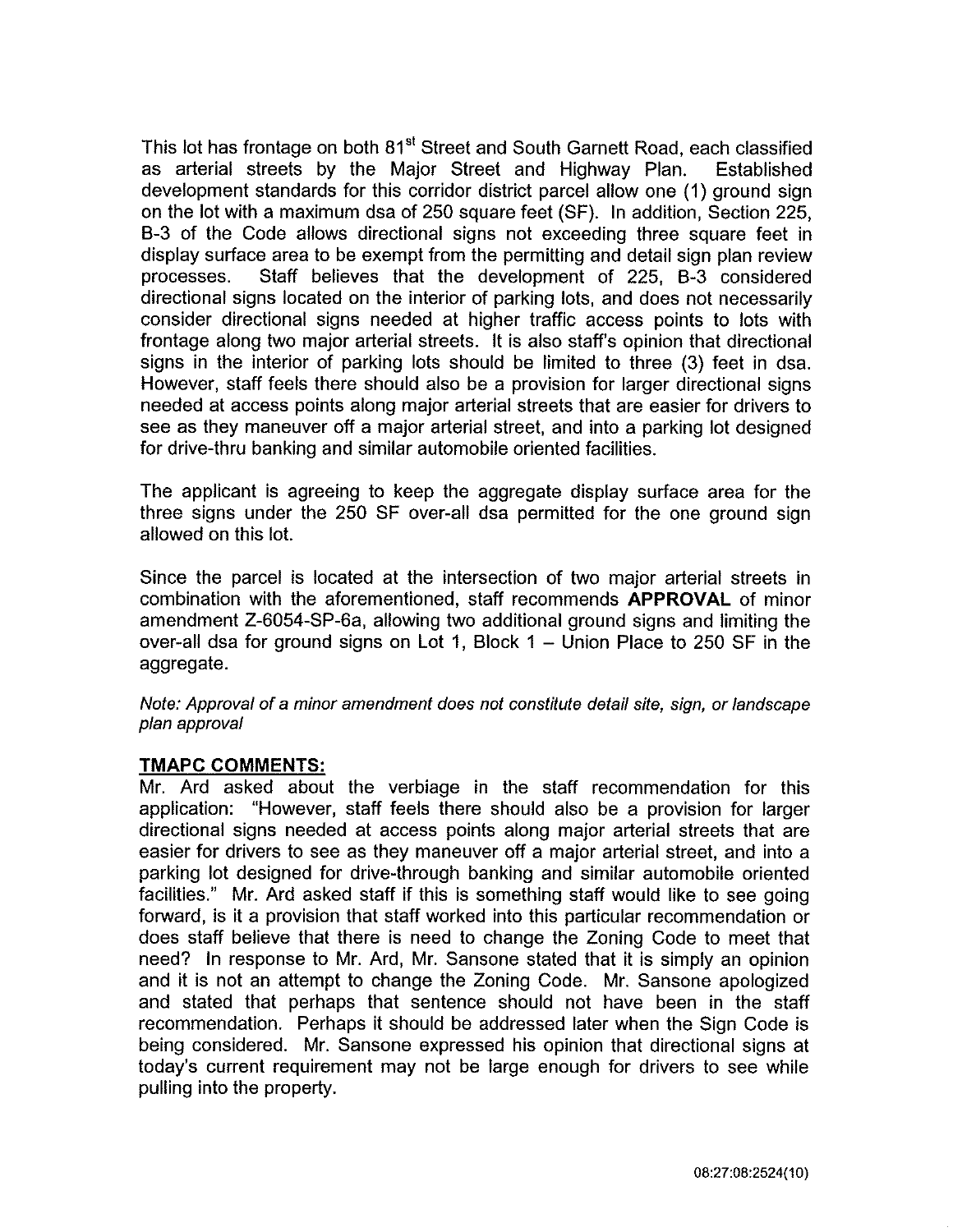This lot has frontage on both 81st Street and South Garnett Road, each classified as arterial streets by the Major Street and Highway Plan. Established development standards for this corridor district parcel allow one (1) ground sign on the lot with a maximum dsa of 250 square feet (SF). In addition, Section 225, B-3 of the Code allows directional signs not exceeding three square feet in display surface area to be exempt from the permitting and detail sign plan review processes. Staff believes that the development of 225, B-3 considered directional signs located on the interior of parking lots, and does not necessarily consider directional signs needed at higher traffic access points to lots with frontage along two major arterial streets. It is also staff's opinion that directional signs in the interior of parking lots should be limited to three (3) feet in dsa. However, staff feels there should also be a provision for larger directional signs needed at access points along major arterial streets that are easier for drivers to see as they maneuver off a major arterial street, and into a parking lot designed for drive-thru banking and similar automobile oriented facilities.

The applicant is agreeing to keep the aggregate display surface area for the three signs under the 250 SF over-all dsa permitted for the one ground sign allowed on this lot.

Since the parcel is located at the intersection of two major arterial streets in combination with the aforementioned, staff recommends **APPROVAL** of minor amendment Z-6054-SP-6a, allowing two additional ground signs and limiting the over-all dsa for ground signs on Lot 1, Block 1 – Union Place to 250 SF in the aggregate.

*Note: Approval of a minor amendment does not constitute detail site, sign, or landscape plan approval*

**TMAPC COMMENTS:**

Mr. Ard asked about the verbiage in the staff recommendation for this application: "However, staff feels there should also be a provision for larger directional signs needed at access points along major arterial streets that are easier for drivers to see as they maneuver off a major arterial street, and into a parking lot designed for drive-through banking and similar automobile oriented facilities." Mr. Ard asked staff if this is something staff would like to see going forward, is it a provision that staff worked into this particular recommendation or does staff believe that there is need to change the Zoning Code to meet that need? In response to Mr. Ard, Mr. Sansone stated that it is simply an opinion and it is not an attempt to change the Zoning Code. Mr. Sansone apologized and stated that perhaps that sentence should not have been in the staff recommendation. Perhaps it should be addressed later when the Sign Code is being considered. Mr. Sansone expressed his opinion that directional signs at today's current requirement may not be large enough for drivers to see while pulling into the property.

08:27:08:2524(10)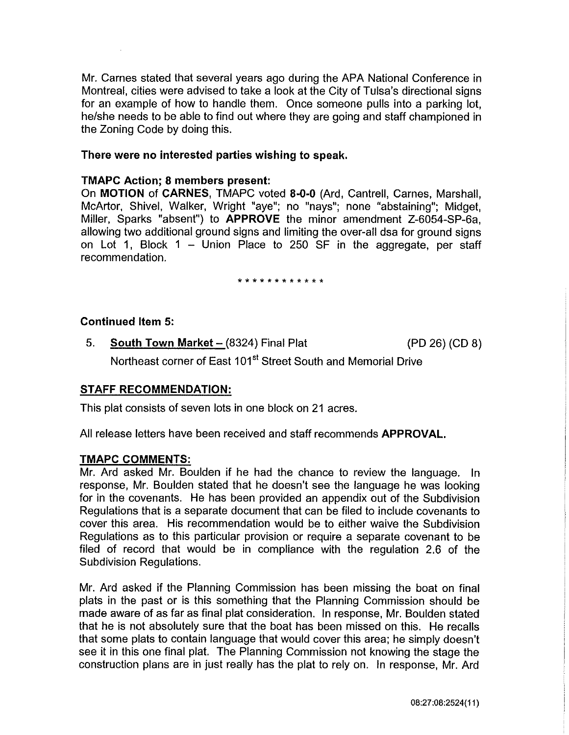Mr. Carnes stated that several years ago during the APA National Conference in Montreal, cities were advised to take a look at the City of Tulsa's directional signs for an example of how to handle them. Once someone pulls into a parking lot, he/she needs to be able to find out where they are going and staff championed in the Zoning Code by doing this.

**There were no interested parties wishing to speak.**

**TMAPC Action; 8 members present:**
On **MOTION** of **CARNES**, TMAPC voted **8-0-0** (Ard, Cantrell, Carnes, Marshall, McArtor, Shivel, Walker, Wright "aye"; no "nays"; none "abstaining"; Midget, Miller, Sparks "absent") to **APPROVE** the minor amendment Z-6054-SP-6a, allowing two additional ground signs and limiting the over-all dsa for ground signs on Lot 1, Block 1 – Union Place to 250 SF in the aggregate, per staff recommendation.

\* \* \* \* \* \* \* \* \* \* \* \*

**Continued Item 5:**

5. **South Town Market –** (8324) Final Plat (PD 26) (CD 8)

   Northeast corner of East 101st Street South and Memorial Drive

**STAFF RECOMMENDATION:**

This plat consists of seven lots in one block on 21 acres.

All release letters have been received and staff recommends **APPROVAL.**

**TMAPC COMMENTS:**

Mr. Ard asked Mr. Boulden if he had the chance to review the language. In response, Mr. Boulden stated that he doesn't see the language he was looking for in the covenants. He has been provided an appendix out of the Subdivision Regulations that is a separate document that can be filed to include covenants to cover this area. His recommendation would be to either waive the Subdivision Regulations as to this particular provision or require a separate covenant to be filed of record that would be in compliance with the regulation 2.6 of the Subdivision Regulations.

Mr. Ard asked if the Planning Commission has been missing the boat on final plats in the past or is this something that the Planning Commission should be made aware of as far as final plat consideration. In response, Mr. Boulden stated that he is not absolutely sure that the boat has been missed on this. He recalls that some plats to contain language that would cover this area; he simply doesn't see it in this one final plat. The Planning Commission not knowing the stage the construction plans are in just really has the plat to rely on. In response, Mr. Ard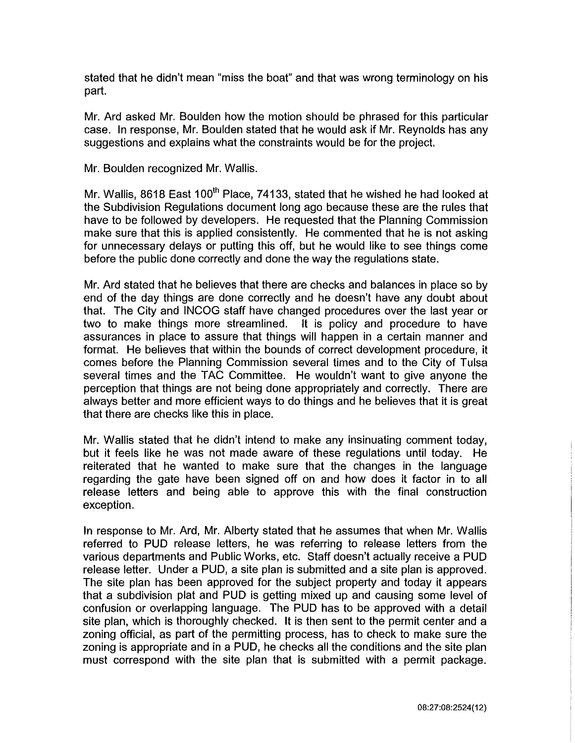stated that he didn't mean "miss the boat" and that was wrong terminology on his part.

Mr. Ard asked Mr. Boulden how the motion should be phrased for this particular case. In response, Mr. Boulden stated that he would ask if Mr. Reynolds has any suggestions and explains what the constraints would be for the project.

Mr. Boulden recognized Mr. Wallis.

Mr. Wallis, 8618 East 100th Place, 74133, stated that he wished he had looked at the Subdivision Regulations document long ago because these are the rules that have to be followed by developers. He requested that the Planning Commission make sure that this is applied consistently. He commented that he is not asking for unnecessary delays or putting this off, but he would like to see things come before the public done correctly and done the way the regulations state.

Mr. Ard stated that he believes that there are checks and balances in place so by end of the day things are done correctly and he doesn't have any doubt about that. The City and INCOG staff have changed procedures over the last year or two to make things more streamlined. It is policy and procedure to have assurances in place to assure that things will happen in a certain manner and format. He believes that within the bounds of correct development procedure, it comes before the Planning Commission several times and to the City of Tulsa several times and the TAC Committee. He wouldn't want to give anyone the perception that things are not being done appropriately and correctly. There are always better and more efficient ways to do things and he believes that it is great that there are checks like this in place.

Mr. Wallis stated that he didn't intend to make any insinuating comment today, but it feels like he was not made aware of these regulations until today. He reiterated that he wanted to make sure that the changes in the language regarding the gate have been signed off on and how does it factor in to all release letters and being able to approve this with the final construction exception.

In response to Mr. Ard, Mr. Alberty stated that he assumes that when Mr. Wallis referred to PUD release letters, he was referring to release letters from the various departments and Public Works, etc. Staff doesn't actually receive a PUD release letter. Under a PUD, a site plan is submitted and a site plan is approved. The site plan has been approved for the subject property and today it appears that a subdivision plat and PUD is getting mixed up and causing some level of confusion or overlapping language. The PUD has to be approved with a detail site plan, which is thoroughly checked. It is then sent to the permit center and a zoning official, as part of the permitting process, has to check to make sure the zoning is appropriate and in a PUD, he checks all the conditions and the site plan must correspond with the site plan that is submitted with a permit package.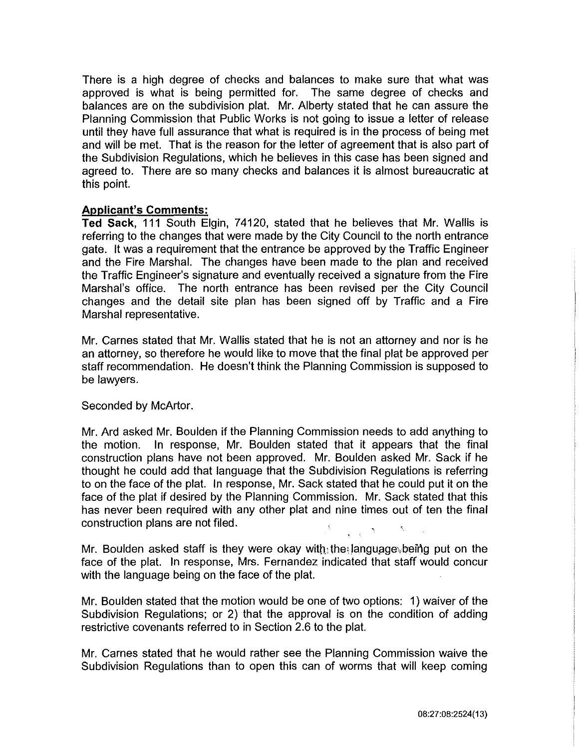There is a high degree of checks and balances to make sure that what was approved is what is being permitted for. The same degree of checks and balances are on the subdivision plat. Mr. Alberty stated that he can assure the Planning Commission that Public Works is not going to issue a letter of release until they have full assurance that what is required is in the process of being met and will be met. That is the reason for the letter of agreement that is also part of the Subdivision Regulations, which he believes in this case has been signed and agreed to. There are so many checks and balances it is almost bureaucratic at this point.

**Applicant's Comments:**

**Ted Sack**, 111 South Elgin, 74120, stated that he believes that Mr. Wallis is referring to the changes that were made by the City Council to the north entrance gate. It was a requirement that the entrance be approved by the Traffic Engineer and the Fire Marshal. The changes have been made to the plan and received the Traffic Engineer's signature and eventually received a signature from the Fire Marshal's office. The north entrance has been revised per the City Council changes and the detail site plan has been signed off by Traffic and a Fire Marshal representative.

Mr. Carnes stated that Mr. Wallis stated that he is not an attorney and nor is he an attorney, so therefore he would like to move that the final plat be approved per staff recommendation. He doesn't think the Planning Commission is supposed to be lawyers.

Seconded by McArtor.

Mr. Ard asked Mr. Boulden if the Planning Commission needs to add anything to the motion. In response, Mr. Boulden stated that it appears that the final construction plans have not been approved. Mr. Boulden asked Mr. Sack if he thought he could add that language that the Subdivision Regulations is referring to on the face of the plat. In response, Mr. Sack stated that he could put it on the face of the plat if desired by the Planning Commission. Mr. Sack stated that this has never been required with any other plat and nine times out of ten the final construction plans are not filed.

Mr. Boulden asked staff is they were okay with the language being put on the face of the plat. In response, Mrs. Fernandez indicated that staff would concur with the language being on the face of the plat.

Mr. Boulden stated that the motion would be one of two options: 1) waiver of the Subdivision Regulations; or 2) that the approval is on the condition of adding restrictive covenants referred to in Section 2.6 to the plat.

Mr. Carnes stated that he would rather see the Planning Commission waive the Subdivision Regulations than to open this can of worms that will keep coming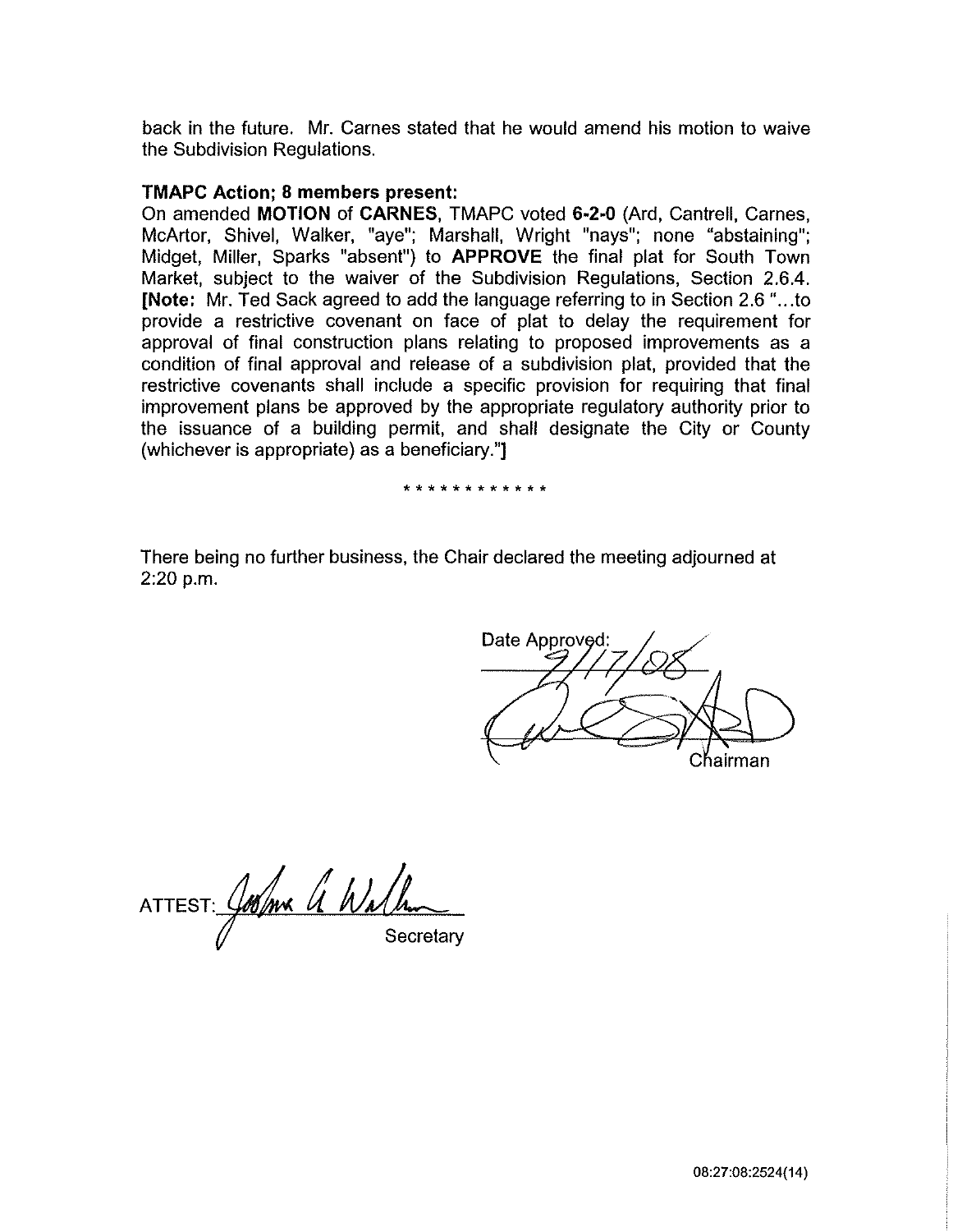back in the future. Mr. Carnes stated that he would amend his motion to waive the Subdivision Regulations.

**TMAPC Action; 8 members present:**

On amended **MOTION** of **CARNES**, TMAPC voted **6-2-0** (Ard, Cantrell, Carnes, McArtor, Shivel, Walker, "aye"; Marshall, Wright "nays"; none "abstaining"; Midget, Miller, Sparks "absent") to **APPROVE** the final plat for South Town Market, subject to the waiver of the Subdivision Regulations, Section 2.6.4. **[Note:** Mr. Ted Sack agreed to add the language referring to in Section 2.6 "...to provide a restrictive covenant on face of plat to delay the requirement for approval of final construction plans relating to proposed improvements as a condition of final approval and release of a subdivision plat, provided that the restrictive covenants shall include a specific provision for requiring that final improvement plans be approved by the appropriate regulatory authority prior to the issuance of a building permit, and shall designate the City or County (whichever is appropriate) as a beneficiary."]

\* \* \* \* \* \* \* \* \* \* \* \*

There being no further business, the Chair declared the meeting adjourned at 2:20 p.m.

Date Approved: 9/17/08

Chairman

ATTEST: Secretary

08:27:08:2524(14)